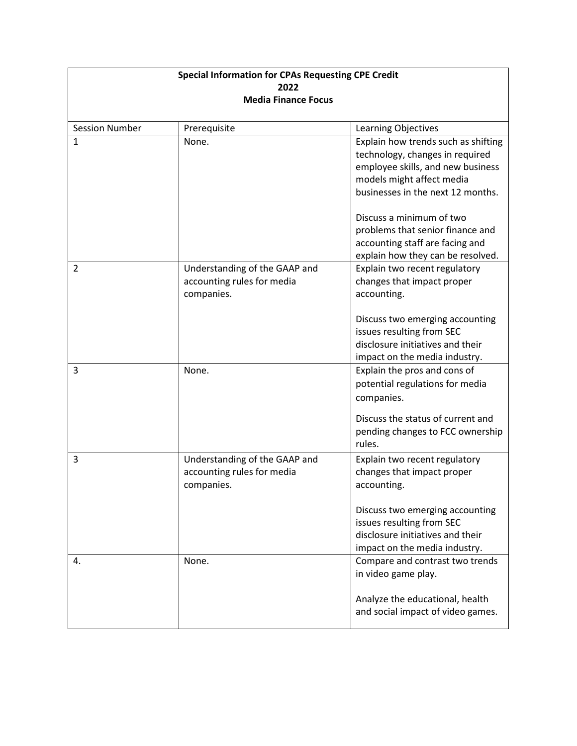**Special Information for CPAs Requesting CPE Credit**
**2022**
**Media Finance Focus**

| Session Number | Prerequisite | Learning Objectives |
|---|---|---|
| 1 | None. | Explain how trends such as shifting technology, changes in required employee skills, and new business models might affect media businesses in the next 12 months.<br><br>Discuss a minimum of two problems that senior finance and accounting staff are facing and explain how they can be resolved. |
| 2 | Understanding of the GAAP and accounting rules for media companies. | Explain two recent regulatory changes that impact proper accounting.<br><br>Discuss two emerging accounting issues resulting from SEC disclosure initiatives and their impact on the media industry. |
| 3 | None. | Explain the pros and cons of potential regulations for media companies.<br><br>Discuss the status of current and pending changes to FCC ownership rules. |
| 3 | Understanding of the GAAP and accounting rules for media companies. | Explain two recent regulatory changes that impact proper accounting.<br><br>Discuss two emerging accounting issues resulting from SEC disclosure initiatives and their impact on the media industry. |
| 4. | None. | Compare and contrast two trends in video game play.<br><br>Analyze the educational, health and social impact of video games. |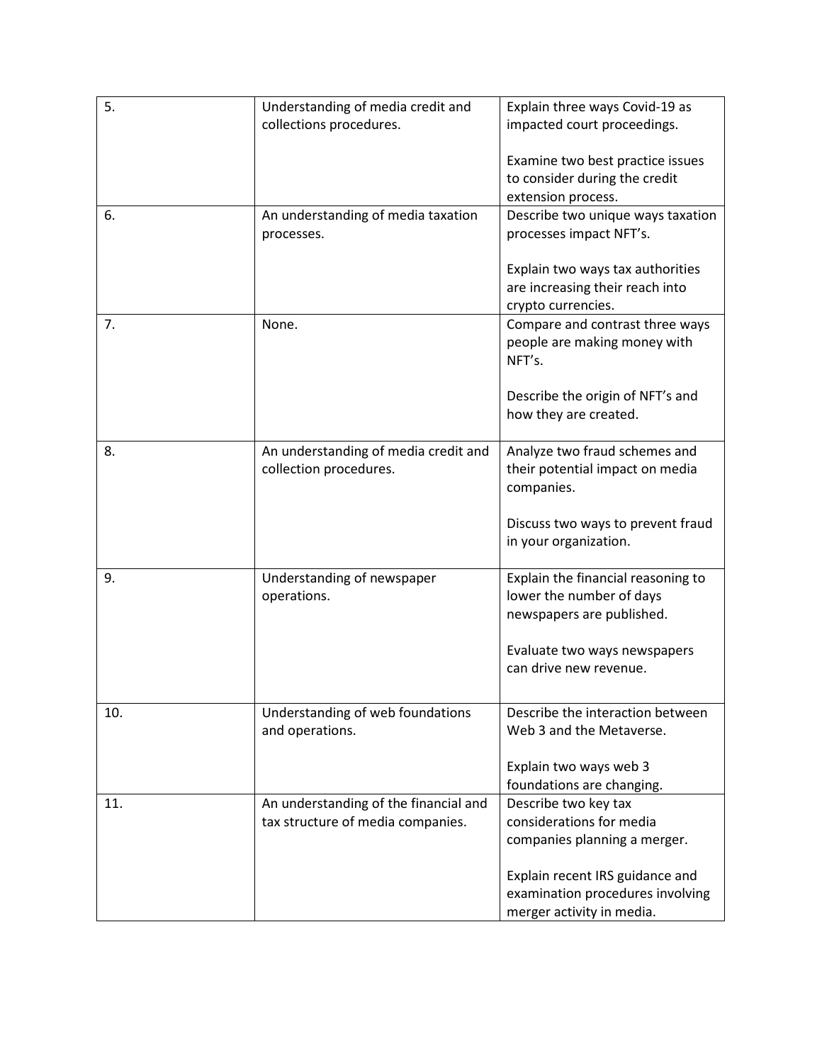| | | |
|---|---|---|
| 5. | Understanding of media credit and collections procedures. | Explain three ways Covid-19 as impacted court proceedings.<br><br>Examine two best practice issues to consider during the credit extension process. |
| 6. | An understanding of media taxation processes. | Describe two unique ways taxation processes impact NFT's.<br><br>Explain two ways tax authorities are increasing their reach into crypto currencies. |
| 7. | None. | Compare and contrast three ways people are making money with NFT's.<br><br>Describe the origin of NFT's and how they are created. |
| 8. | An understanding of media credit and collection procedures. | Analyze two fraud schemes and their potential impact on media companies.<br><br>Discuss two ways to prevent fraud in your organization. |
| 9. | Understanding of newspaper operations. | Explain the financial reasoning to lower the number of days newspapers are published.<br><br>Evaluate two ways newspapers can drive new revenue. |
| 10. | Understanding of web foundations and operations. | Describe the interaction between Web 3 and the Metaverse.<br><br>Explain two ways web 3 foundations are changing. |
| 11. | An understanding of the financial and tax structure of media companies. | Describe two key tax considerations for media companies planning a merger.<br><br>Explain recent IRS guidance and examination procedures involving merger activity in media. |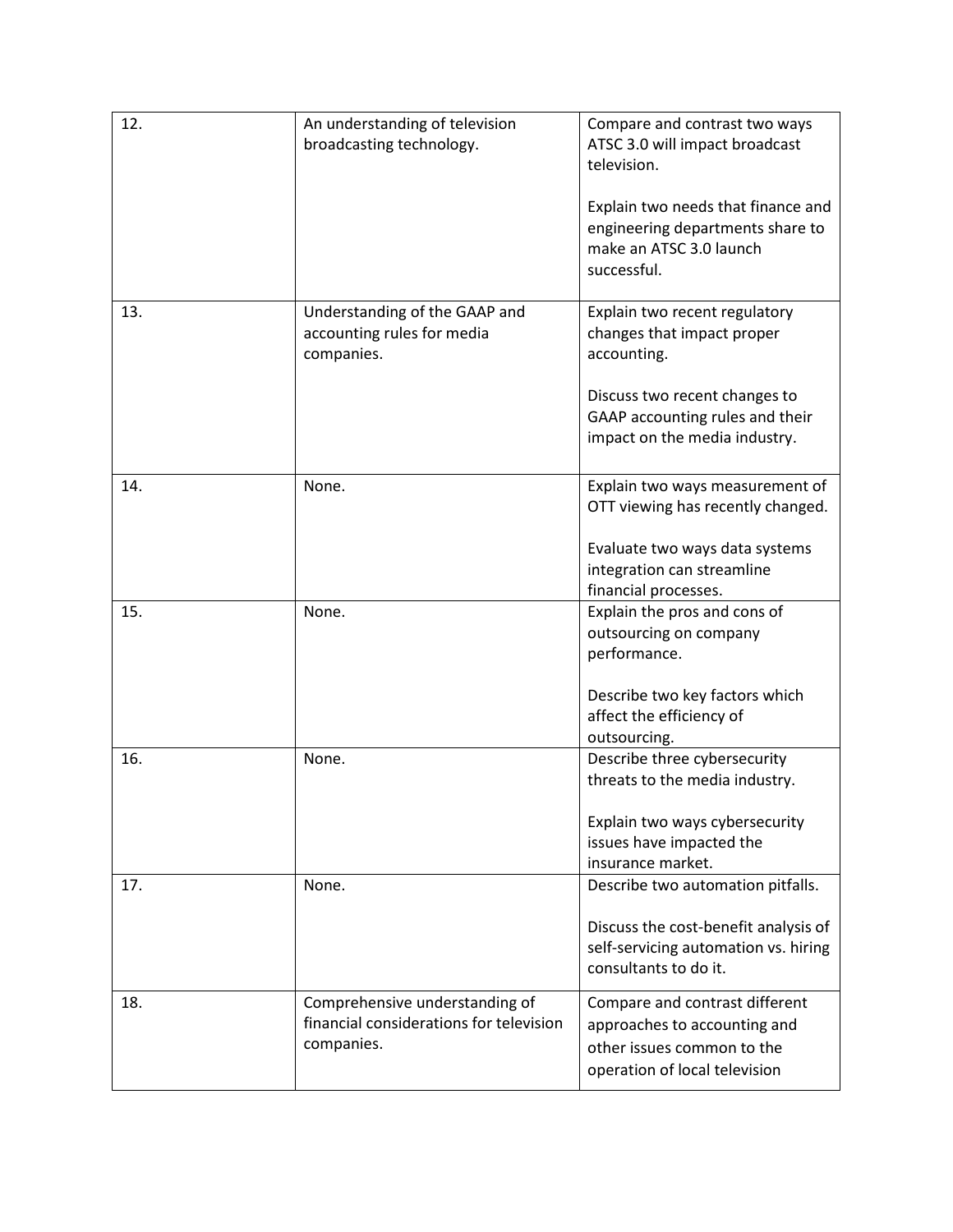| | | |
|---|---|---|
| 12. | An understanding of television broadcasting technology. | Compare and contrast two ways ATSC 3.0 will impact broadcast television.<br><br>Explain two needs that finance and engineering departments share to make an ATSC 3.0 launch successful. |
| 13. | Understanding of the GAAP and accounting rules for media companies. | Explain two recent regulatory changes that impact proper accounting.<br><br>Discuss two recent changes to GAAP accounting rules and their impact on the media industry. |
| 14. | None. | Explain two ways measurement of OTT viewing has recently changed.<br><br>Evaluate two ways data systems integration can streamline financial processes. |
| 15. | None. | Explain the pros and cons of outsourcing on company performance.<br><br>Describe two key factors which affect the efficiency of outsourcing. |
| 16. | None. | Describe three cybersecurity threats to the media industry.<br><br>Explain two ways cybersecurity issues have impacted the insurance market. |
| 17. | None. | Describe two automation pitfalls.<br><br>Discuss the cost-benefit analysis of self-servicing automation vs. hiring consultants to do it. |
| 18. | Comprehensive understanding of financial considerations for television companies. | Compare and contrast different approaches to accounting and other issues common to the operation of local television |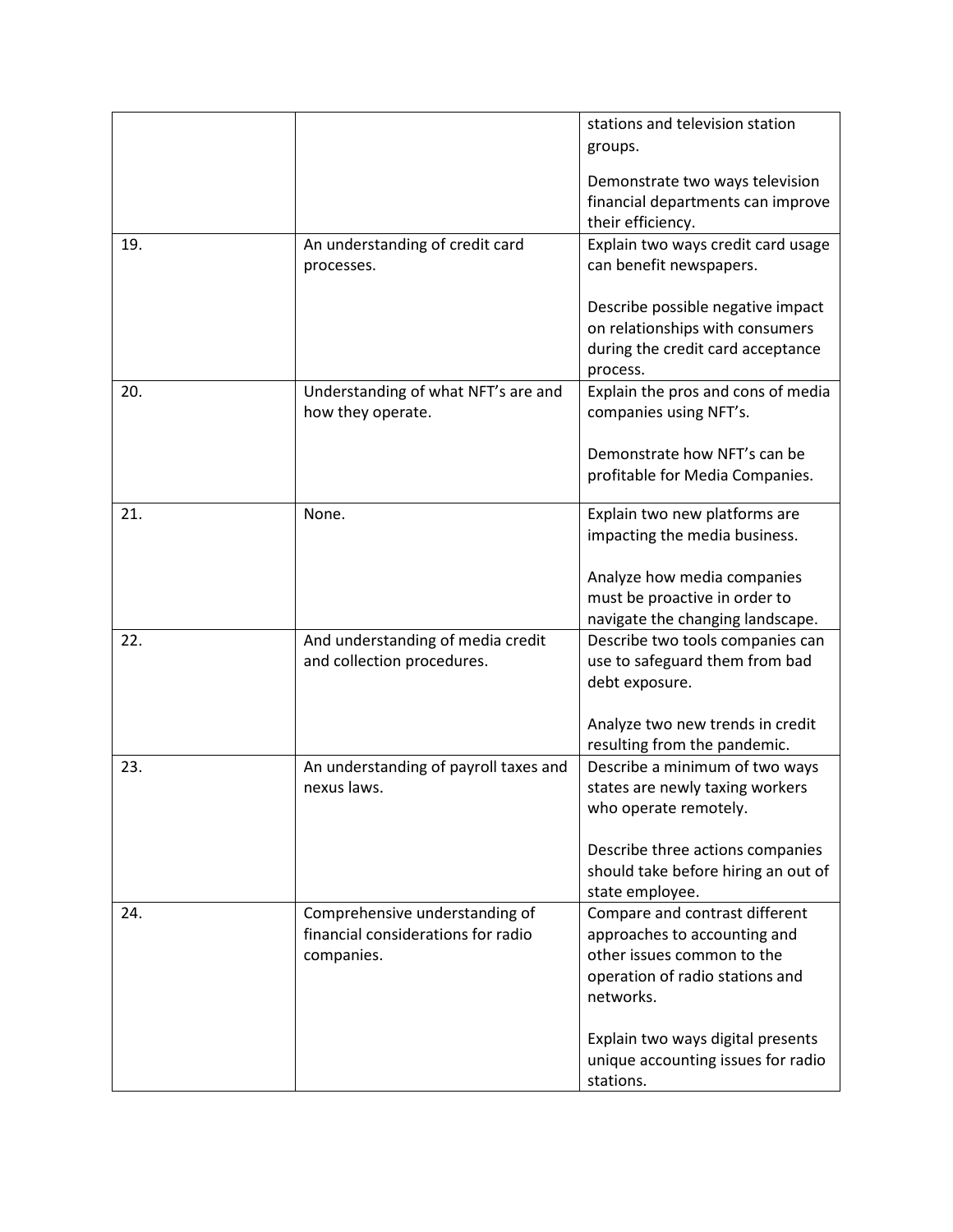| | | |
|---|---|---|
| | | stations and television station groups.<br><br>Demonstrate two ways television financial departments can improve their efficiency. |
| 19. | An understanding of credit card processes. | Explain two ways credit card usage can benefit newspapers.<br><br>Describe possible negative impact on relationships with consumers during the credit card acceptance process. |
| 20. | Understanding of what NFT's are and how they operate. | Explain the pros and cons of media companies using NFT's.<br><br>Demonstrate how NFT's can be profitable for Media Companies. |
| 21. | None. | Explain two new platforms are impacting the media business.<br><br>Analyze how media companies must be proactive in order to navigate the changing landscape. |
| 22. | And understanding of media credit and collection procedures. | Describe two tools companies can use to safeguard them from bad debt exposure.<br><br>Analyze two new trends in credit resulting from the pandemic. |
| 23. | An understanding of payroll taxes and nexus laws. | Describe a minimum of two ways states are newly taxing workers who operate remotely.<br><br>Describe three actions companies should take before hiring an out of state employee. |
| 24. | Comprehensive understanding of financial considerations for radio companies. | Compare and contrast different approaches to accounting and other issues common to the operation of radio stations and networks.<br><br>Explain two ways digital presents unique accounting issues for radio stations. |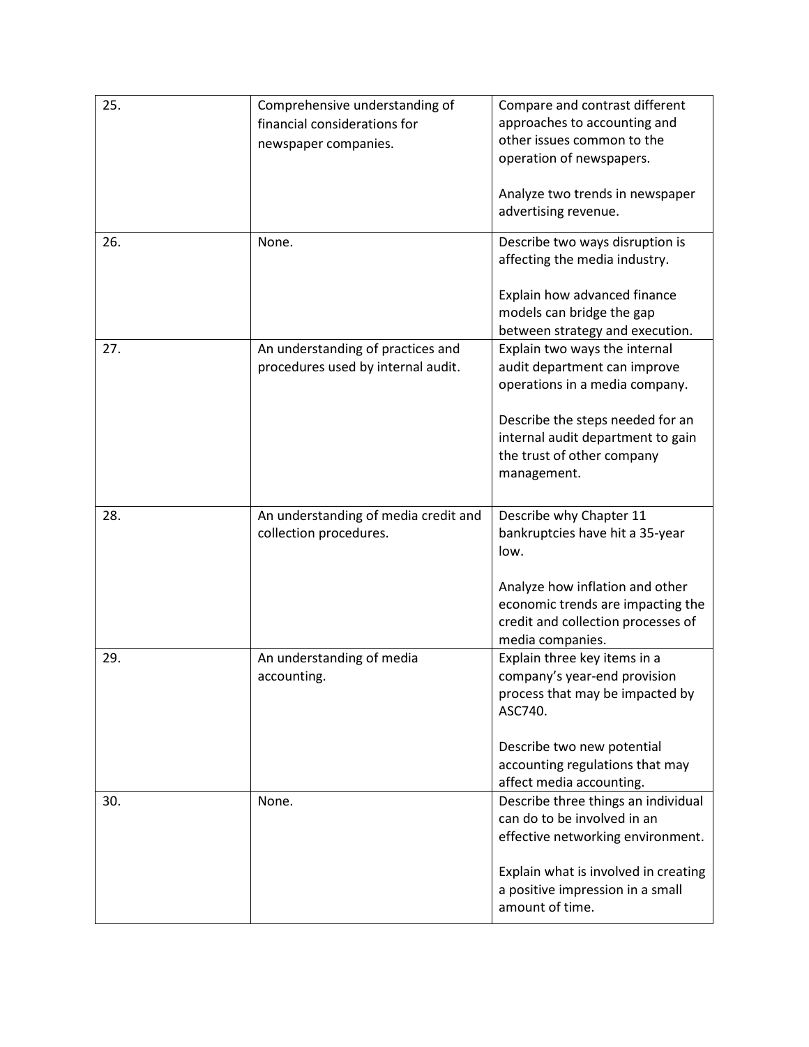| | | |
|---|---|---|
| 25. | Comprehensive understanding of financial considerations for newspaper companies. | Compare and contrast different approaches to accounting and other issues common to the operation of newspapers.<br><br>Analyze two trends in newspaper advertising revenue. |
| 26. | None. | Describe two ways disruption is affecting the media industry.<br><br>Explain how advanced finance models can bridge the gap between strategy and execution. |
| 27. | An understanding of practices and procedures used by internal audit. | Explain two ways the internal audit department can improve operations in a media company.<br><br>Describe the steps needed for an internal audit department to gain the trust of other company management. |
| 28. | An understanding of media credit and collection procedures. | Describe why Chapter 11 bankruptcies have hit a 35-year low.<br><br>Analyze how inflation and other economic trends are impacting the credit and collection processes of media companies. |
| 29. | An understanding of media accounting. | Explain three key items in a company's year-end provision process that may be impacted by ASC740.<br><br>Describe two new potential accounting regulations that may affect media accounting. |
| 30. | None. | Describe three things an individual can do to be involved in an effective networking environment.<br><br>Explain what is involved in creating a positive impression in a small amount of time. |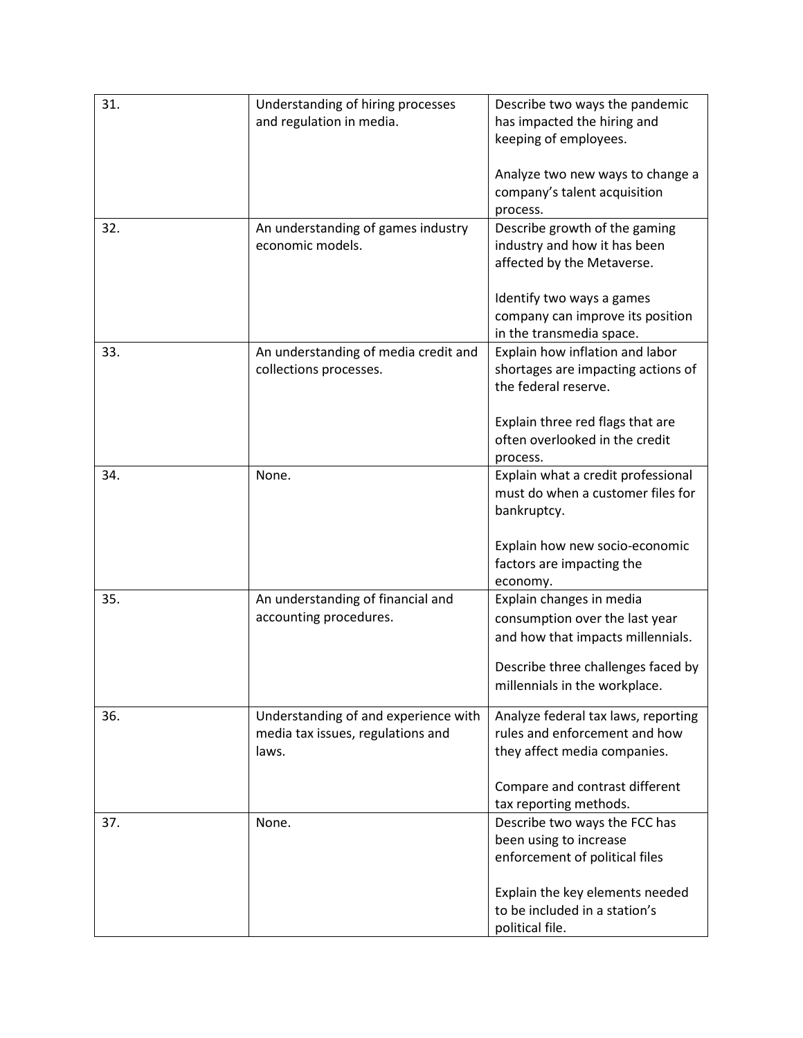| | | |
|---|---|---|
| 31. | Understanding of hiring processes and regulation in media. | Describe two ways the pandemic has impacted the hiring and keeping of employees.<br><br>Analyze two new ways to change a company's talent acquisition process. |
| 32. | An understanding of games industry economic models. | Describe growth of the gaming industry and how it has been affected by the Metaverse.<br><br>Identify two ways a games company can improve its position in the transmedia space. |
| 33. | An understanding of media credit and collections processes. | Explain how inflation and labor shortages are impacting actions of the federal reserve.<br><br>Explain three red flags that are often overlooked in the credit process. |
| 34. | None. | Explain what a credit professional must do when a customer files for bankruptcy.<br><br>Explain how new socio-economic factors are impacting the economy. |
| 35. | An understanding of financial and accounting procedures. | Explain changes in media consumption over the last year and how that impacts millennials.<br><br>Describe three challenges faced by millennials in the workplace. |
| 36. | Understanding of and experience with media tax issues, regulations and laws. | Analyze federal tax laws, reporting rules and enforcement and how they affect media companies.<br><br>Compare and contrast different tax reporting methods. |
| 37. | None. | Describe two ways the FCC has been using to increase enforcement of political files<br><br>Explain the key elements needed to be included in a station's political file. |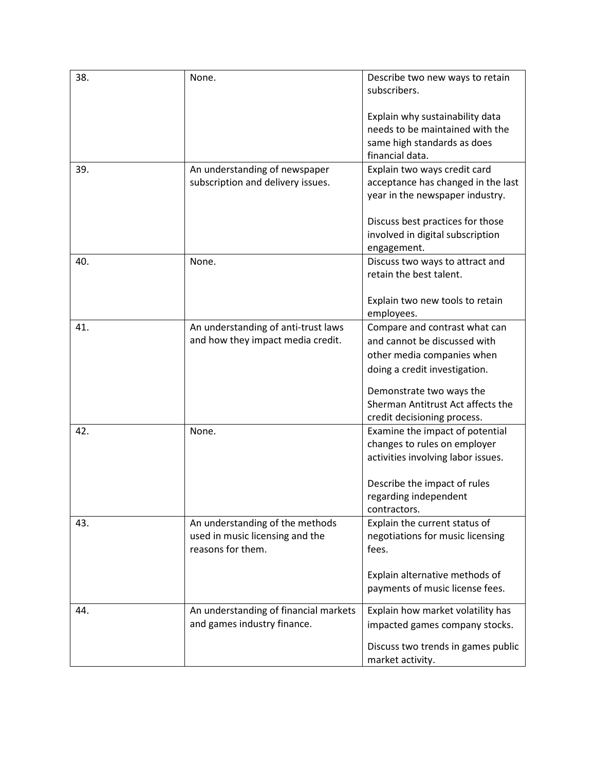| | | |
|---|---|---|
| 38. | None. | Describe two new ways to retain subscribers.<br><br>Explain why sustainability data needs to be maintained with the same high standards as does financial data. |
| 39. | An understanding of newspaper subscription and delivery issues. | Explain two ways credit card acceptance has changed in the last year in the newspaper industry.<br><br>Discuss best practices for those involved in digital subscription engagement. |
| 40. | None. | Discuss two ways to attract and retain the best talent.<br><br>Explain two new tools to retain employees. |
| 41. | An understanding of anti-trust laws and how they impact media credit. | Compare and contrast what can and cannot be discussed with other media companies when doing a credit investigation.<br><br>Demonstrate two ways the Sherman Antitrust Act affects the credit decisioning process. |
| 42. | None. | Examine the impact of potential changes to rules on employer activities involving labor issues.<br><br>Describe the impact of rules regarding independent contractors. |
| 43. | An understanding of the methods used in music licensing and the reasons for them. | Explain the current status of negotiations for music licensing fees.<br><br>Explain alternative methods of payments of music license fees. |
| 44. | An understanding of financial markets and games industry finance. | Explain how market volatility has impacted games company stocks.<br><br>Discuss two trends in games public market activity. |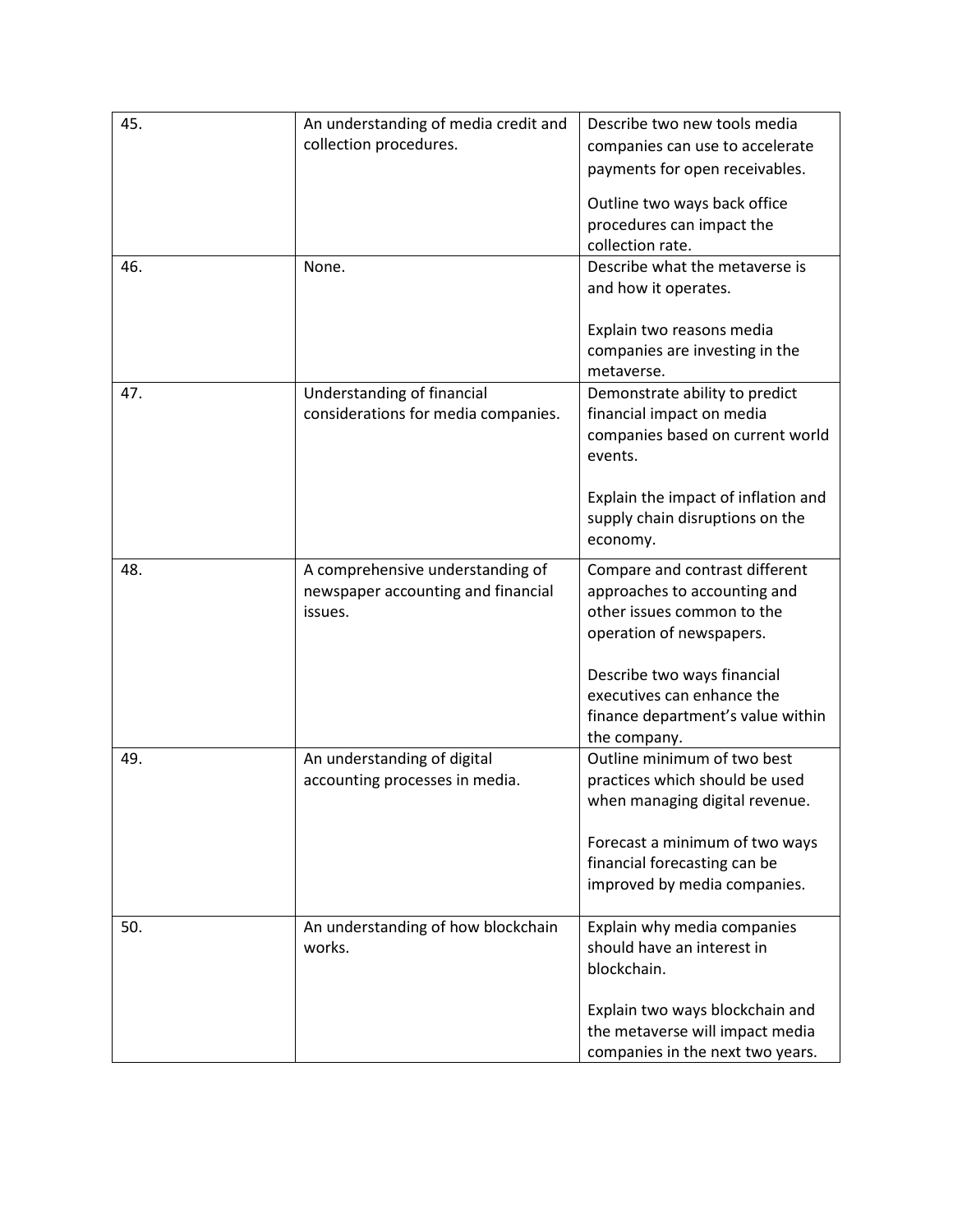| | | |
|---|---|---|
| 45. | An understanding of media credit and collection procedures. | Describe two new tools media companies can use to accelerate payments for open receivables.<br><br>Outline two ways back office procedures can impact the collection rate. |
| 46. | None. | Describe what the metaverse is and how it operates.<br><br>Explain two reasons media companies are investing in the metaverse. |
| 47. | Understanding of financial considerations for media companies. | Demonstrate ability to predict financial impact on media companies based on current world events.<br><br>Explain the impact of inflation and supply chain disruptions on the economy. |
| 48. | A comprehensive understanding of newspaper accounting and financial issues. | Compare and contrast different approaches to accounting and other issues common to the operation of newspapers.<br><br>Describe two ways financial executives can enhance the finance department's value within the company. |
| 49. | An understanding of digital accounting processes in media. | Outline minimum of two best practices which should be used when managing digital revenue.<br><br>Forecast a minimum of two ways financial forecasting can be improved by media companies. |
| 50. | An understanding of how blockchain works. | Explain why media companies should have an interest in blockchain.<br><br>Explain two ways blockchain and the metaverse will impact media companies in the next two years. |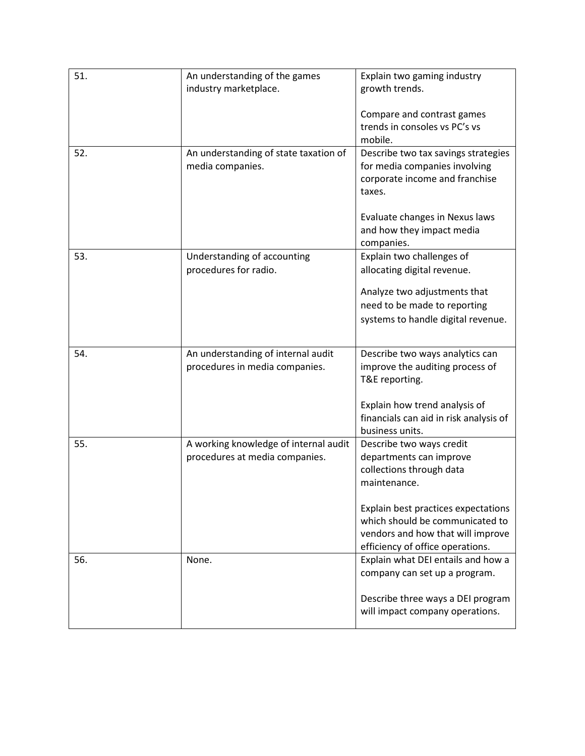| | | |
|---|---|---|
| 51. | An understanding of the games industry marketplace. | Explain two gaming industry growth trends.<br><br>Compare and contrast games trends in consoles vs PC's vs mobile. |
| 52. | An understanding of state taxation of media companies. | Describe two tax savings strategies for media companies involving corporate income and franchise taxes.<br><br>Evaluate changes in Nexus laws and how they impact media companies. |
| 53. | Understanding of accounting procedures for radio. | Explain two challenges of allocating digital revenue.<br><br>Analyze two adjustments that need to be made to reporting systems to handle digital revenue. |
| 54. | An understanding of internal audit procedures in media companies. | Describe two ways analytics can improve the auditing process of T&E reporting.<br><br>Explain how trend analysis of financials can aid in risk analysis of business units. |
| 55. | A working knowledge of internal audit procedures at media companies. | Describe two ways credit departments can improve collections through data maintenance.<br><br>Explain best practices expectations which should be communicated to vendors and how that will improve efficiency of office operations. |
| 56. | None. | Explain what DEI entails and how a company can set up a program.<br><br>Describe three ways a DEI program will impact company operations. |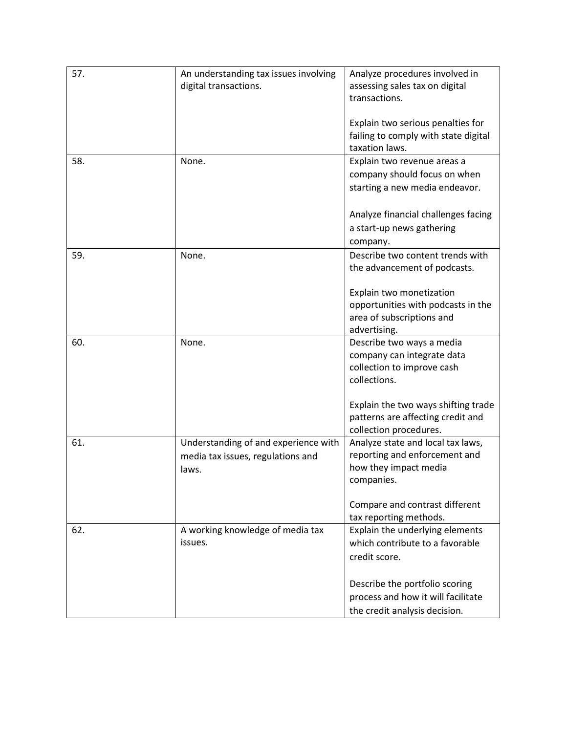| | | |
|---|---|---|
| 57. | An understanding tax issues involving digital transactions. | Analyze procedures involved in assessing sales tax on digital transactions.<br><br>Explain two serious penalties for failing to comply with state digital taxation laws. |
| 58. | None. | Explain two revenue areas a company should focus on when starting a new media endeavor.<br><br>Analyze financial challenges facing a start-up news gathering company. |
| 59. | None. | Describe two content trends with the advancement of podcasts.<br><br>Explain two monetization opportunities with podcasts in the area of subscriptions and advertising. |
| 60. | None. | Describe two ways a media company can integrate data collection to improve cash collections.<br><br>Explain the two ways shifting trade patterns are affecting credit and collection procedures. |
| 61. | Understanding of and experience with media tax issues, regulations and laws. | Analyze state and local tax laws, reporting and enforcement and how they impact media companies.<br><br>Compare and contrast different tax reporting methods. |
| 62. | A working knowledge of media tax issues. | Explain the underlying elements which contribute to a favorable credit score.<br><br>Describe the portfolio scoring process and how it will facilitate the credit analysis decision. |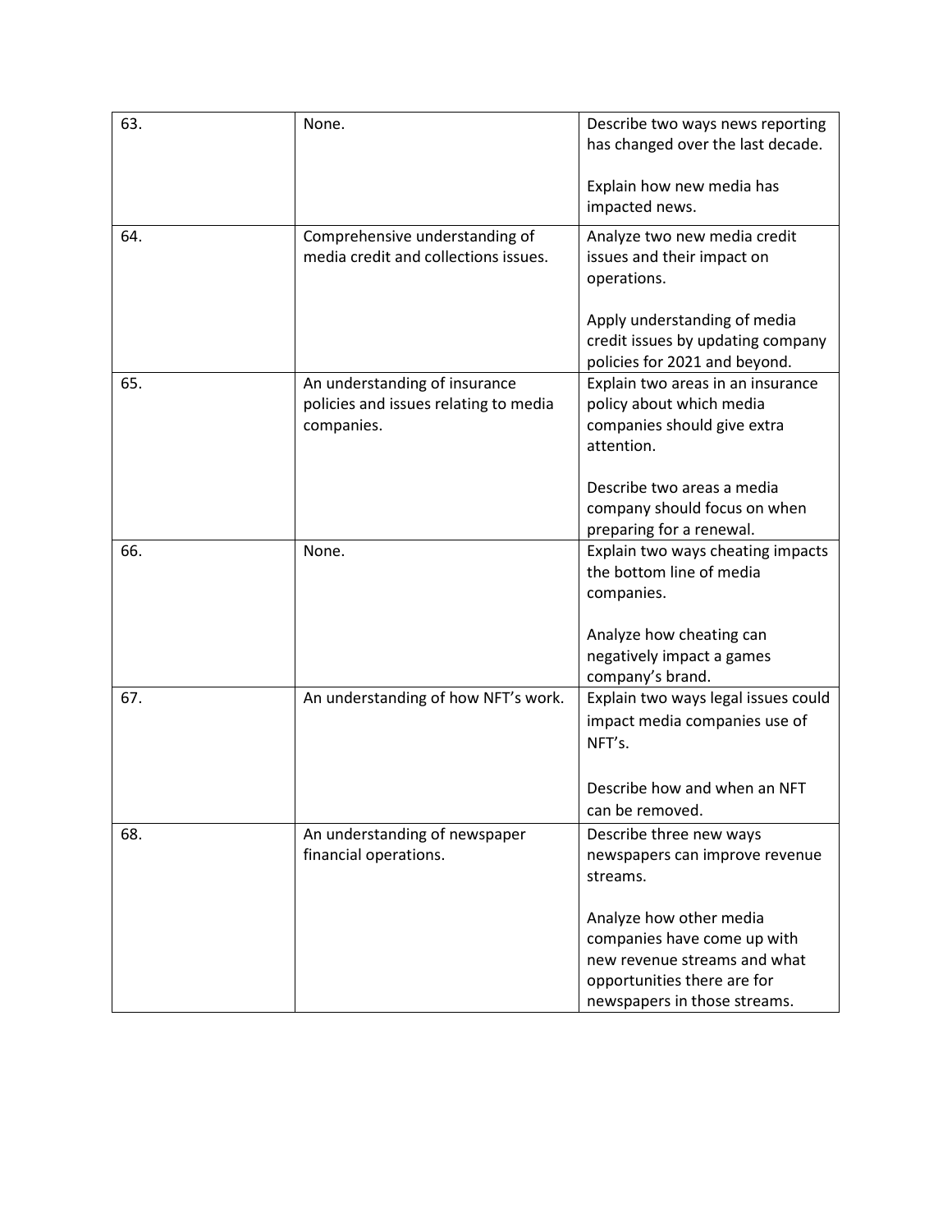| | | |
|---|---|---|
| 63. | None. | Describe two ways news reporting has changed over the last decade.<br><br>Explain how new media has impacted news. |
| 64. | Comprehensive understanding of media credit and collections issues. | Analyze two new media credit issues and their impact on operations.<br><br>Apply understanding of media credit issues by updating company policies for 2021 and beyond. |
| 65. | An understanding of insurance policies and issues relating to media companies. | Explain two areas in an insurance policy about which media companies should give extra attention.<br><br>Describe two areas a media company should focus on when preparing for a renewal. |
| 66. | None. | Explain two ways cheating impacts the bottom line of media companies.<br><br>Analyze how cheating can negatively impact a games company's brand. |
| 67. | An understanding of how NFT's work. | Explain two ways legal issues could impact media companies use of NFT's.<br><br>Describe how and when an NFT can be removed. |
| 68. | An understanding of newspaper financial operations. | Describe three new ways newspapers can improve revenue streams.<br><br>Analyze how other media companies have come up with new revenue streams and what opportunities there are for newspapers in those streams. |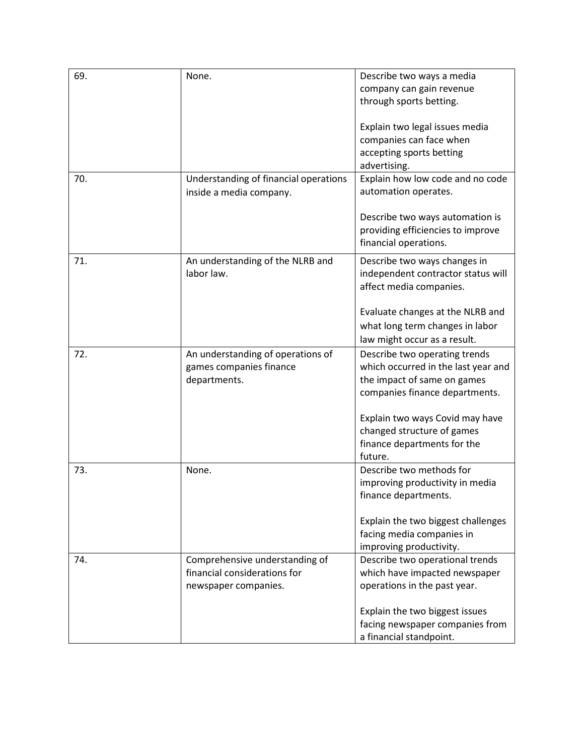| | | |
|---|---|---|
| 69. | None. | Describe two ways a media company can gain revenue through sports betting.<br><br>Explain two legal issues media companies can face when accepting sports betting advertising. |
| 70. | Understanding of financial operations inside a media company. | Explain how low code and no code automation operates.<br><br>Describe two ways automation is providing efficiencies to improve financial operations. |
| 71. | An understanding of the NLRB and labor law. | Describe two ways changes in independent contractor status will affect media companies.<br><br>Evaluate changes at the NLRB and what long term changes in labor law might occur as a result. |
| 72. | An understanding of operations of games companies finance departments. | Describe two operating trends which occurred in the last year and the impact of same on games companies finance departments.<br><br>Explain two ways Covid may have changed structure of games finance departments for the future. |
| 73. | None. | Describe two methods for improving productivity in media finance departments.<br><br>Explain the two biggest challenges facing media companies in improving productivity. |
| 74. | Comprehensive understanding of financial considerations for newspaper companies. | Describe two operational trends which have impacted newspaper operations in the past year.<br><br>Explain the two biggest issues facing newspaper companies from a financial standpoint. |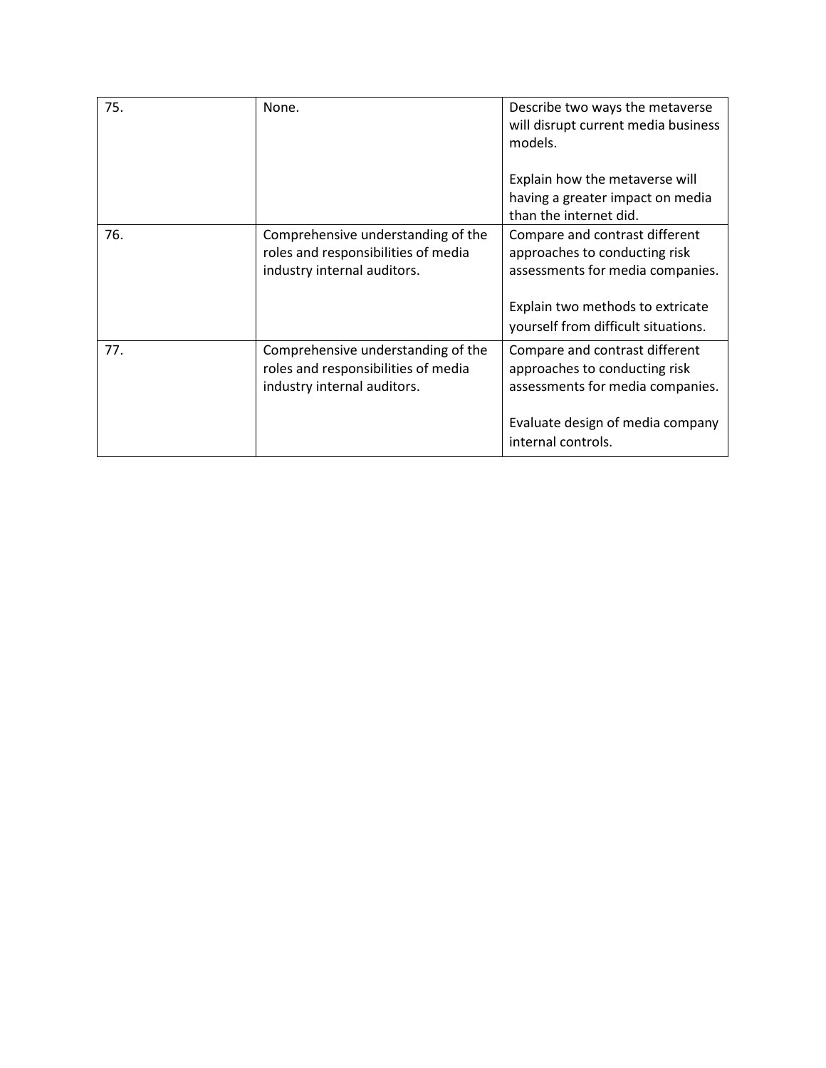| | | |
|---|---|---|
| 75. | None. | Describe two ways the metaverse will disrupt current media business models.<br><br>Explain how the metaverse will having a greater impact on media than the internet did. |
| 76. | Comprehensive understanding of the roles and responsibilities of media industry internal auditors. | Compare and contrast different approaches to conducting risk assessments for media companies.<br><br>Explain two methods to extricate yourself from difficult situations. |
| 77. | Comprehensive understanding of the roles and responsibilities of media industry internal auditors. | Compare and contrast different approaches to conducting risk assessments for media companies.<br><br>Evaluate design of media company internal controls. |